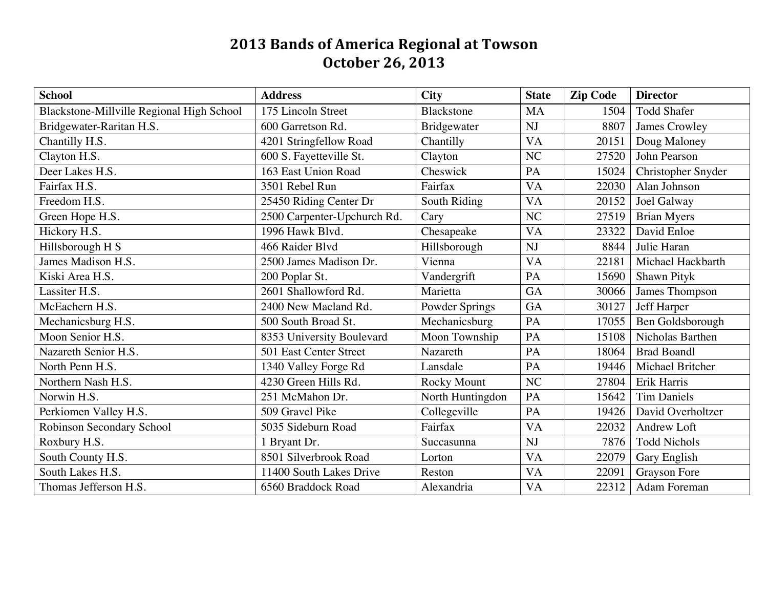# 2013 Bands of America Regional at Towson
# October 26, 2013

| School | Address | City | State | Zip Code | Director |
|---|---|---|---|---|---|
| Blackstone-Millville Regional High School | 175 Lincoln Street | Blackstone | MA | 1504 | Todd Shafer |
| Bridgewater-Raritan H.S. | 600 Garretson Rd. | Bridgewater | NJ | 8807 | James Crowley |
| Chantilly H.S. | 4201 Stringfellow Road | Chantilly | VA | 20151 | Doug Maloney |
| Clayton H.S. | 600 S. Fayetteville St. | Clayton | NC | 27520 | John Pearson |
| Deer Lakes H.S. | 163 East Union Road | Cheswick | PA | 15024 | Christopher Snyder |
| Fairfax H.S. | 3501 Rebel Run | Fairfax | VA | 22030 | Alan Johnson |
| Freedom H.S. | 25450 Riding Center Dr | South Riding | VA | 20152 | Joel Galway |
| Green Hope H.S. | 2500 Carpenter-Upchurch Rd. | Cary | NC | 27519 | Brian Myers |
| Hickory H.S. | 1996 Hawk Blvd. | Chesapeake | VA | 23322 | David Enloe |
| Hillsborough H S | 466 Raider Blvd | Hillsborough | NJ | 8844 | Julie Haran |
| James Madison H.S. | 2500 James Madison Dr. | Vienna | VA | 22181 | Michael Hackbarth |
| Kiski Area H.S. | 200 Poplar St. | Vandergrift | PA | 15690 | Shawn Pityk |
| Lassiter H.S. | 2601 Shallowford Rd. | Marietta | GA | 30066 | James Thompson |
| McEachern H.S. | 2400 New Macland Rd. | Powder Springs | GA | 30127 | Jeff Harper |
| Mechanicsburg H.S. | 500 South Broad St. | Mechanicsburg | PA | 17055 | Ben Goldsborough |
| Moon Senior H.S. | 8353 University Boulevard | Moon Township | PA | 15108 | Nicholas Barthen |
| Nazareth Senior H.S. | 501 East Center Street | Nazareth | PA | 18064 | Brad Boandl |
| North Penn H.S. | 1340 Valley Forge Rd | Lansdale | PA | 19446 | Michael Britcher |
| Northern Nash H.S. | 4230 Green Hills Rd. | Rocky Mount | NC | 27804 | Erik Harris |
| Norwin H.S. | 251 McMahon Dr. | North Huntingdon | PA | 15642 | Tim Daniels |
| Perkiomen Valley H.S. | 509 Gravel Pike | Collegeville | PA | 19426 | David Overholtzer |
| Robinson Secondary School | 5035 Sideburn Road | Fairfax | VA | 22032 | Andrew Loft |
| Roxbury H.S. | 1 Bryant Dr. | Succasunna | NJ | 7876 | Todd Nichols |
| South County H.S. | 8501 Silverbrook Road | Lorton | VA | 22079 | Gary English |
| South Lakes H.S. | 11400 South Lakes Drive | Reston | VA | 22091 | Grayson Fore |
| Thomas Jefferson H.S. | 6560 Braddock Road | Alexandria | VA | 22312 | Adam Foreman |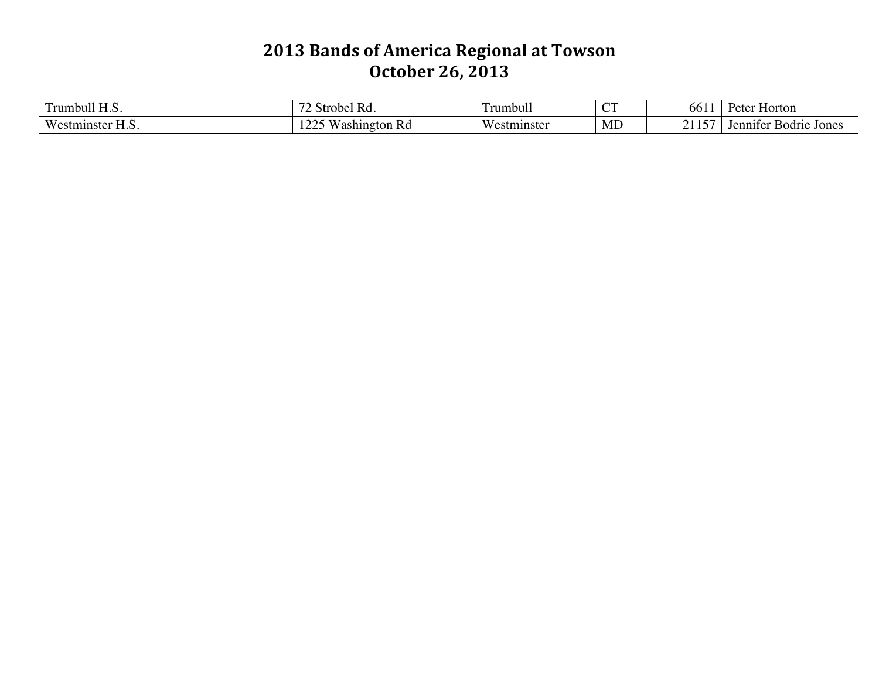# 2013 Bands of America Regional at Towson
# October 26, 2013

| | | | | | |
|---|---|---|---|---|---|
| Trumbull H.S. | 72 Strobel Rd. | Trumbull | CT | 6611 | Peter Horton |
| Westminster H.S. | 1225 Washington Rd | Westminster | MD | 21157 | Jennifer Bodrie Jones |